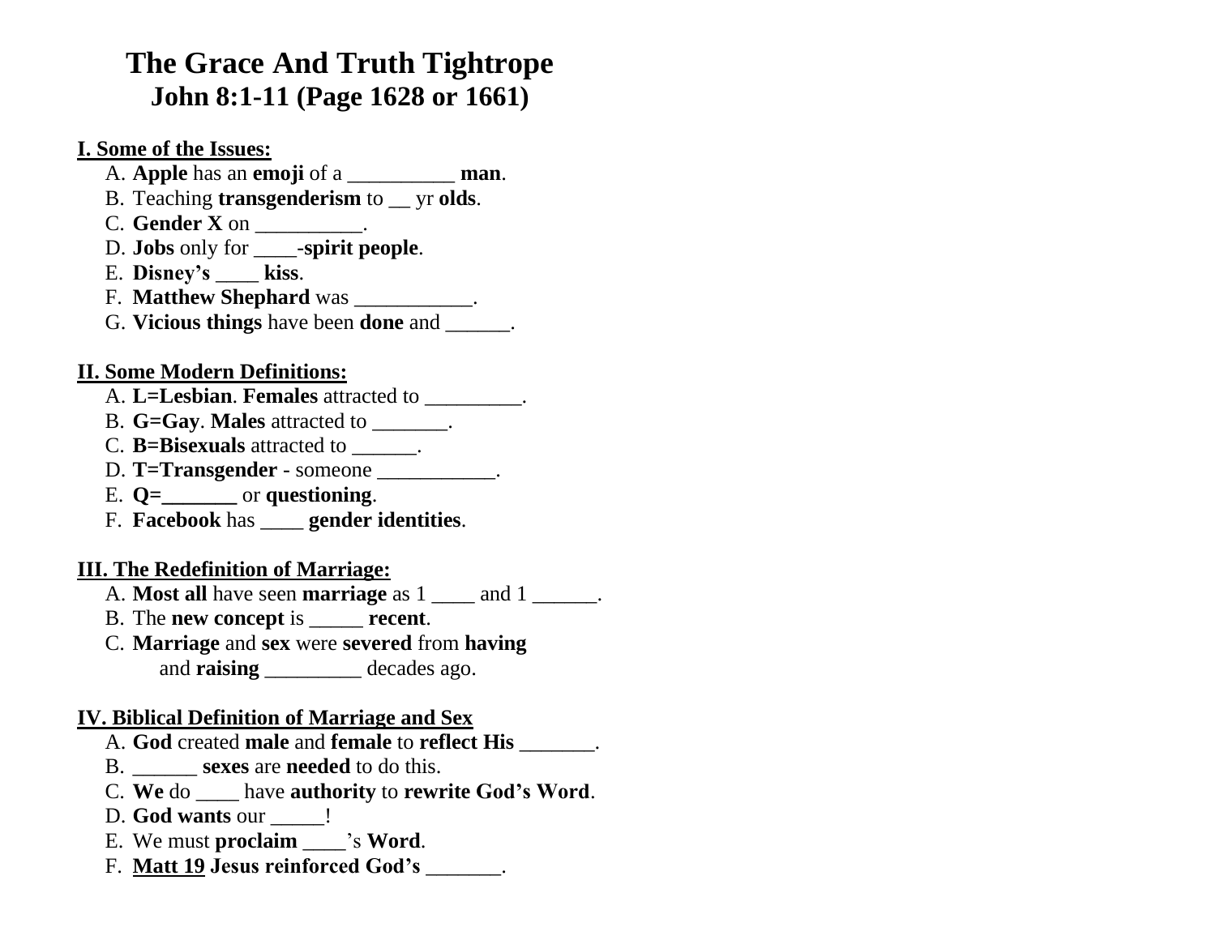# The Grace And Truth Tightrope
## John 8:1-11 (Page 1628 or 1661)

**I. Some of the Issues:**

A. **Apple** has an **emoji** of a __________ **man**.
B. Teaching **transgenderism** to __ yr **olds**.
C. **Gender X** on __________.
D. **Jobs** only for ____**-spirit people**.
E. **Disney's** ____ **kiss**.
F. **Matthew Shephard** was ___________.
G. **Vicious things** have been **done** and ______.

**II. Some Modern Definitions:**

A. **L=Lesbian**. **Females** attracted to _________.
B. **G=Gay**. **Males** attracted to _______.
C. **B=Bisexuals** attracted to ______.
D. **T=Transgender** - someone ___________.
E. **Q=_______** or **questioning**.
F. **Facebook** has ____ **gender identities**.

**III. The Redefinition of Marriage:**

A. **Most all** have seen **marriage** as 1 ____ and 1 ______.
B. The **new concept** is _____ **recent**.
C. **Marriage** and **sex** were **severed** from **having** and **raising** _________ decades ago.

**IV. Biblical Definition of Marriage and Sex**

A. **God** created **male** and **female** to **reflect His** _______.
B. ______ **sexes** are **needed** to do this.
C. **We** do ____ have **authority** to **rewrite God's Word**.
D. **God wants** our _____**!**
E. We must **proclaim** ____'s **Word**.
F. **Matt 19 Jesus reinforced God's** _______.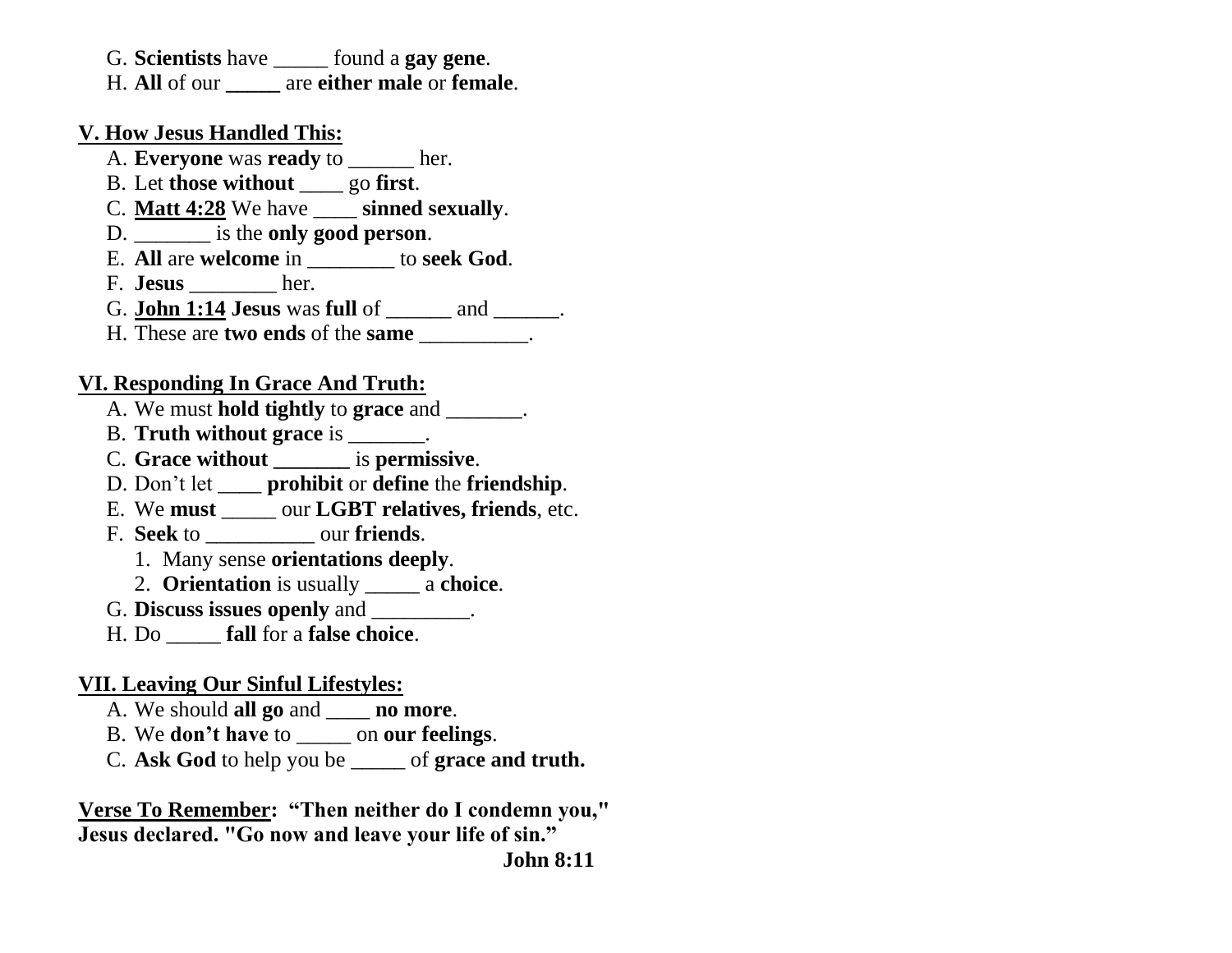G. **Scientists** have _____ found a **gay gene**.
H. **All** of our **_____** are **either male** or **female**.

**V. How Jesus Handled This:**

A. **Everyone** was **ready** to ______ her.
B. Let **those without** ____ go **first**.
C. **Matt 4:28** We have ____ **sinned sexually**.
D. _______ is the **only good person**.
E. **All** are **welcome** in ________ to **seek God**.
F. **Jesus** ________ her.
G. **John 1:14** **Jesus** was **full** of ______ and ______.
H. These are **two ends** of the **same** __________.

**VI. Responding In Grace And Truth:**

A. We must **hold tightly** to **grace** and _______.
B. **Truth without grace** is _______.
C. **Grace without _______** is **permissive**.
D. Don't let ____ **prohibit** or **define** the **friendship**.
E. We **must** _____ our **LGBT relatives, friends**, etc.
F. **Seek** to __________ our **friends**.
   1. Many sense **orientations deeply**.
   2. **Orientation** is usually _____ a **choice**.
G. **Discuss issues openly** and _________.
H. Do _____ **fall** for a **false choice**.

**VII. Leaving Our Sinful Lifestyles:**

A. We should **all go** and ____ **no more**.
B. We **don't have** to _____ on **our feelings**.
C. **Ask God** to help you be _____ of **grace and truth.**

**Verse To Remember: "Then neither do I condemn you," Jesus declared. "Go now and leave your life of sin."**

**John 8:11**